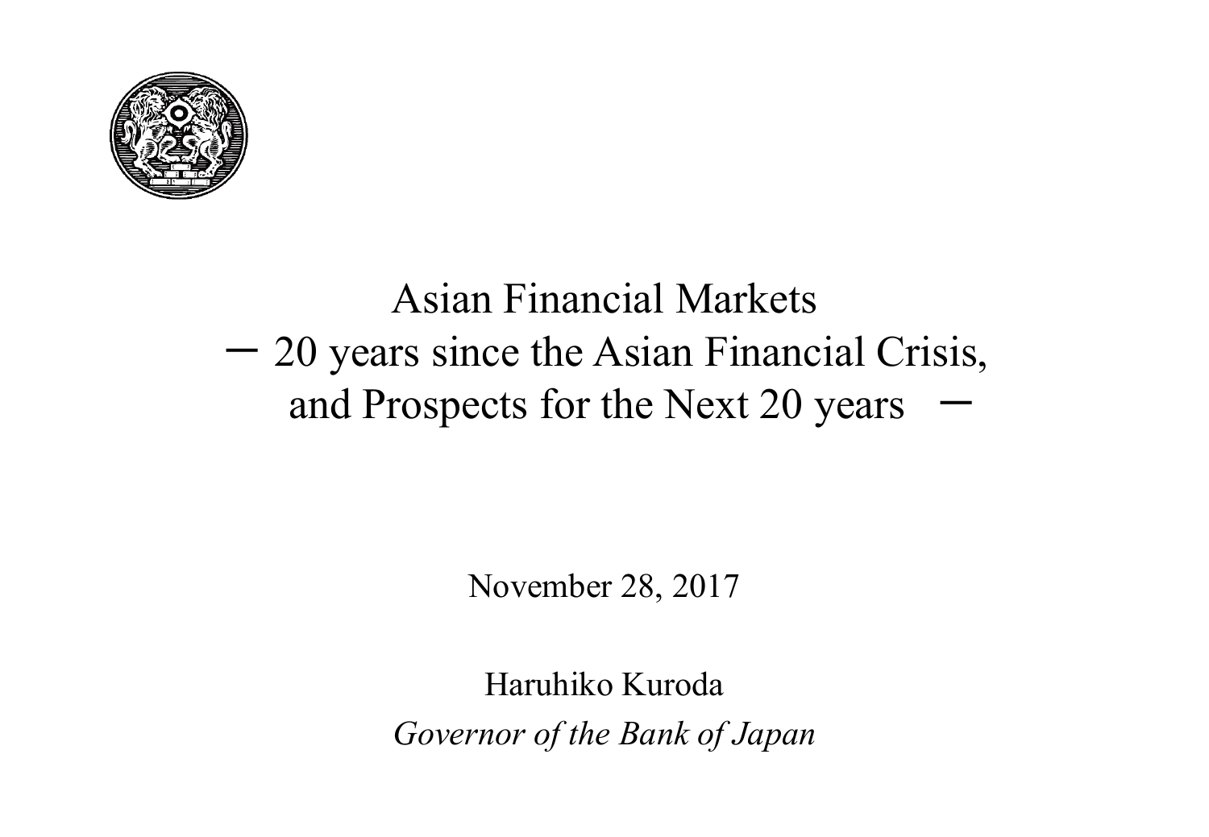# Asian Financial Markets

## ー 20 years since the Asian Financial Crisis, and Prospects for the Next 20 years ー

November 28, 2017

Haruhiko Kuroda

*Governor of the Bank of Japan*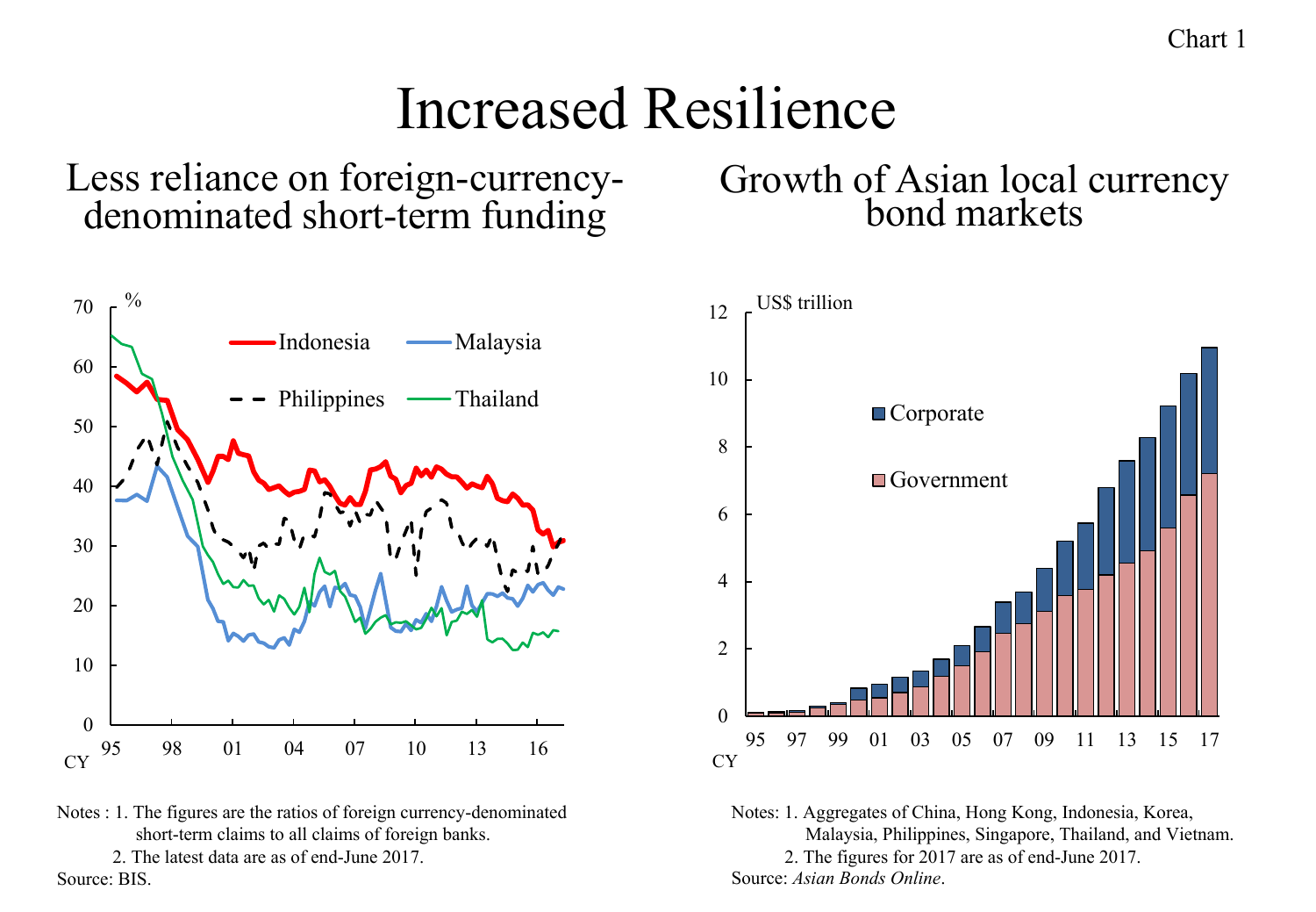Chart 1

# Increased Resilience

## Less reliance on foreign-currency-denominated short-term funding

Notes : 1. The figures are the ratios of foreign currency-denominated short-term claims to all claims of foreign banks.
2. The latest data are as of end-June 2017.
Source: BIS.

## Growth of Asian local currency bond markets

Notes: 1. Aggregates of China, Hong Kong, Indonesia, Korea, Malaysia, Philippines, Singapore, Thailand, and Vietnam.
2. The figures for 2017 are as of end-June 2017.
Source: *Asian Bonds Online*.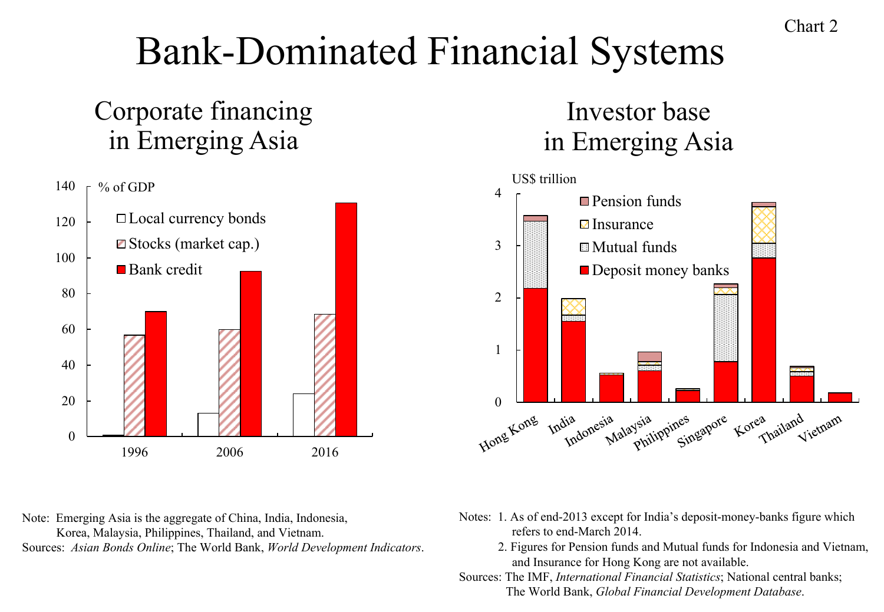Chart 2

# Bank-Dominated Financial Systems

## Corporate financing in Emerging Asia

% of GDP

- Local currency bonds
- Stocks (market cap.)
- Bank credit

1996 | 2006 | 2016

Note: Emerging Asia is the aggregate of China, India, Indonesia, Korea, Malaysia, Philippines, Thailand, and Vietnam.

Sources: *Asian Bonds Online*; The World Bank, *World Development Indicators*.

## Investor base in Emerging Asia

US$ trillion

- Pension funds
- Insurance
- Mutual funds
- Deposit money banks

Hong Kong | India | Indonesia | Malaysia | Philippines | Singapore | Korea | Thailand | Vietnam

Notes: 1. As of end-2013 except for India's deposit-money-banks figure which refers to end-March 2014.

2. Figures for Pension funds and Mutual funds for Indonesia and Vietnam, and Insurance for Hong Kong are not available.

Sources: The IMF, *International Financial Statistics*; National central banks; The World Bank, *Global Financial Development Database*.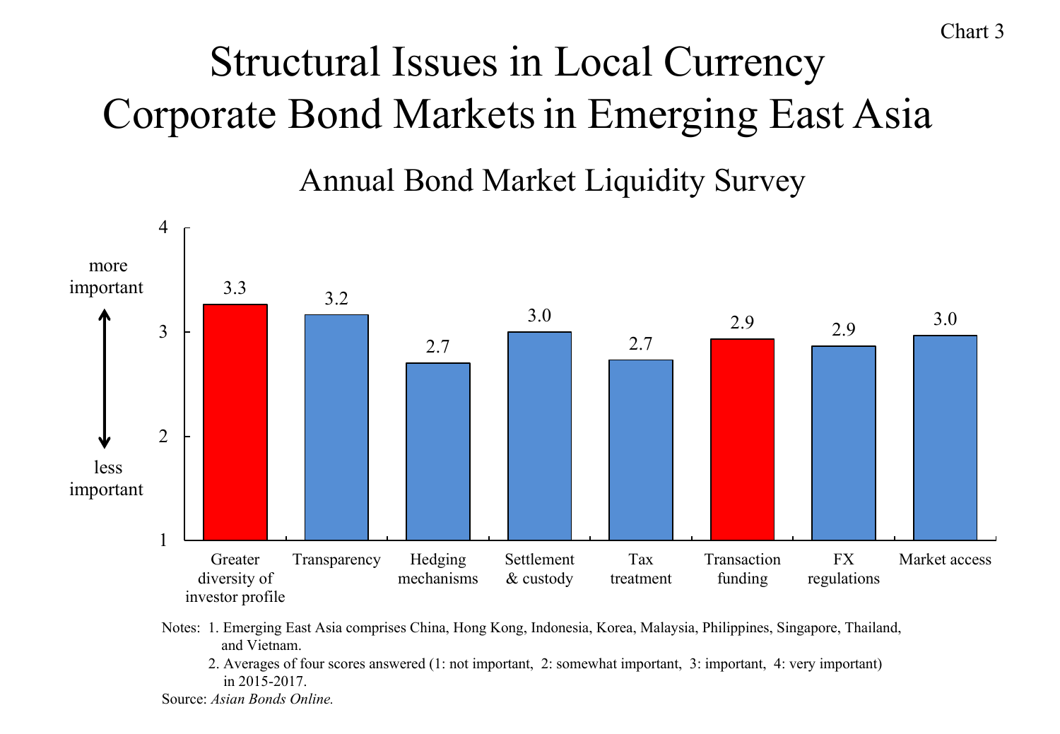Chart 3

# Structural Issues in Local Currency Corporate Bond Markets in Emerging East Asia

## Annual Bond Market Liquidity Survey

4
3
2
1

more important

less important

3.3
3.2
2.7
3.0
2.7
2.9
2.9
3.0

Greater diversity of investor profile
Transparency
Hedging mechanisms
Settlement & custody
Tax treatment
Transaction funding
FX regulations
Market access

Notes: 1. Emerging East Asia comprises China, Hong Kong, Indonesia, Korea, Malaysia, Philippines, Singapore, Thailand, and Vietnam.

2. Averages of four scores answered (1: not important, 2: somewhat important, 3: important, 4: very important) in 2015-2017.

Source: *Asian Bonds Online.*